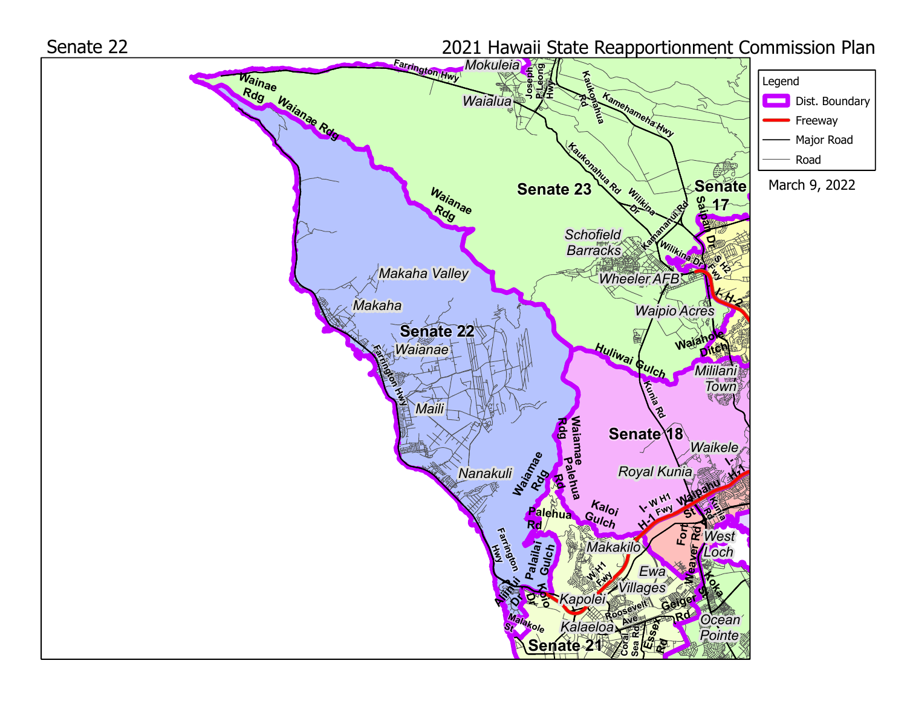# Senate 22

## 2021 Hawaii State Reapportionment Commission Plan

March 9, 2022

**Legend**

- Dist. Boundary
- Freeway
- Major Road
- Road

Senate 22

Senate 23

Senate 17

Senate 18

Senate 21

Mokuleia

Waialua

Schofield Barracks

Wheeler AFB

Waipio Acres

Mililani Town

Waikele

Royal Kunia

Makaha Valley

Makaha

Waianae

Maili

Nanakuli

Palehua

Makakilo

Kapolei

Kalaeloa

Ewa Villages

West Loch

Ocean Pointe

Farrington Hwy

Wainae Rdg

Waianae Rdg

Joseph P. Leong Hwy

Kaukonahua Rd

Kamehameha Hwy

Wilikina Dr

Kamananui Rd

Saipan Dr

S H2 Fwy

I- H-2

Waiahole Ditch

Huliwai Gulch

Kunia Rd

Waiamae Rdg

Palehua Rd

Kaloi Gulch

I- W H1

H-1 Fwy

Waipahu St

Fort Weaver Rd

I- H-1

W H1 Fwy

Palailai Gulch

Aliinui Dr

Kolo Dr

Malakole St

Roosevelt Ave

Coral Sea Rd

Essex Rd

Geiger Rd

Koka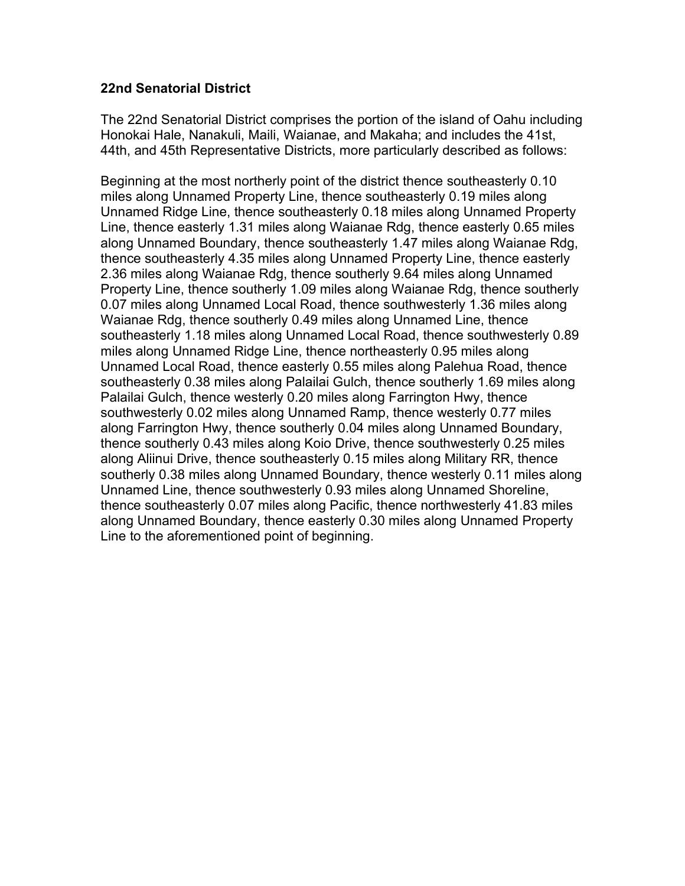**22nd Senatorial District**

The 22nd Senatorial District comprises the portion of the island of Oahu including Honokai Hale, Nanakuli, Maili, Waianae, and Makaha; and includes the 41st, 44th, and 45th Representative Districts, more particularly described as follows:

Beginning at the most northerly point of the district thence southeasterly 0.10 miles along Unnamed Property Line, thence southeasterly 0.19 miles along Unnamed Ridge Line, thence southeasterly 0.18 miles along Unnamed Property Line, thence easterly 1.31 miles along Waianae Rdg, thence easterly 0.65 miles along Unnamed Boundary, thence southeasterly 1.47 miles along Waianae Rdg, thence southeasterly 4.35 miles along Unnamed Property Line, thence easterly 2.36 miles along Waianae Rdg, thence southerly 9.64 miles along Unnamed Property Line, thence southerly 1.09 miles along Waianae Rdg, thence southerly 0.07 miles along Unnamed Local Road, thence southwesterly 1.36 miles along Waianae Rdg, thence southerly 0.49 miles along Unnamed Line, thence southeasterly 1.18 miles along Unnamed Local Road, thence southwesterly 0.89 miles along Unnamed Ridge Line, thence northeasterly 0.95 miles along Unnamed Local Road, thence easterly 0.55 miles along Palehua Road, thence southeasterly 0.38 miles along Palailai Gulch, thence southerly 1.69 miles along Palailai Gulch, thence westerly 0.20 miles along Farrington Hwy, thence southwesterly 0.02 miles along Unnamed Ramp, thence westerly 0.77 miles along Farrington Hwy, thence southerly 0.04 miles along Unnamed Boundary, thence southerly 0.43 miles along Koio Drive, thence southwesterly 0.25 miles along Aliinui Drive, thence southeasterly 0.15 miles along Military RR, thence southerly 0.38 miles along Unnamed Boundary, thence westerly 0.11 miles along Unnamed Line, thence southwesterly 0.93 miles along Unnamed Shoreline, thence southeasterly 0.07 miles along Pacific, thence northwesterly 41.83 miles along Unnamed Boundary, thence easterly 0.30 miles along Unnamed Property Line to the aforementioned point of beginning.